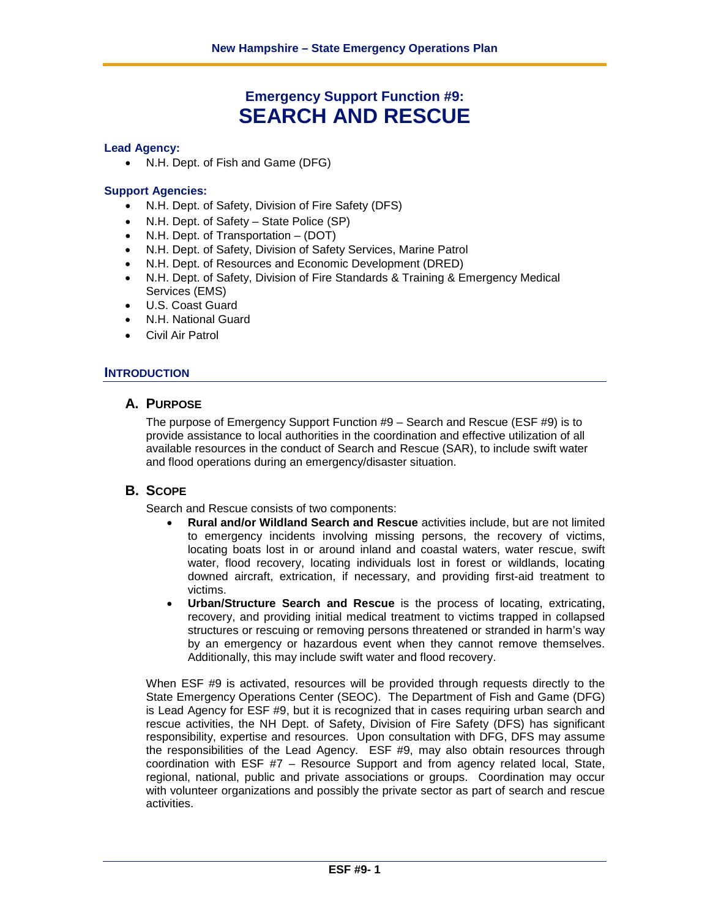# Emergency Support Function #9: SEARCH AND RESCUE

**Lead Agency:**

- N.H. Dept. of Fish and Game (DFG)

**Support Agencies:**

- N.H. Dept. of Safety, Division of Fire Safety (DFS)
- N.H. Dept. of Safety – State Police (SP)
- N.H. Dept. of Transportation – (DOT)
- N.H. Dept. of Safety, Division of Safety Services, Marine Patrol
- N.H. Dept. of Resources and Economic Development (DRED)
- N.H. Dept. of Safety, Division of Fire Standards & Training & Emergency Medical Services (EMS)
- U.S. Coast Guard
- N.H. National Guard
- Civil Air Patrol

## INTRODUCTION

### A. PURPOSE

The purpose of Emergency Support Function #9 – Search and Rescue (ESF #9) is to provide assistance to local authorities in the coordination and effective utilization of all available resources in the conduct of Search and Rescue (SAR), to include swift water and flood operations during an emergency/disaster situation.

### B. SCOPE

Search and Rescue consists of two components:

- **Rural and/or Wildland Search and Rescue** activities include, but are not limited to emergency incidents involving missing persons, the recovery of victims, locating boats lost in or around inland and coastal waters, water rescue, swift water, flood recovery, locating individuals lost in forest or wildlands, locating downed aircraft, extrication, if necessary, and providing first-aid treatment to victims.
- **Urban/Structure Search and Rescue** is the process of locating, extricating, recovery, and providing initial medical treatment to victims trapped in collapsed structures or rescuing or removing persons threatened or stranded in harm's way by an emergency or hazardous event when they cannot remove themselves. Additionally, this may include swift water and flood recovery.

When ESF #9 is activated, resources will be provided through requests directly to the State Emergency Operations Center (SEOC). The Department of Fish and Game (DFG) is Lead Agency for ESF #9, but it is recognized that in cases requiring urban search and rescue activities, the NH Dept. of Safety, Division of Fire Safety (DFS) has significant responsibility, expertise and resources. Upon consultation with DFG, DFS may assume the responsibilities of the Lead Agency. ESF #9, may also obtain resources through coordination with ESF #7 – Resource Support and from agency related local, State, regional, national, public and private associations or groups. Coordination may occur with volunteer organizations and possibly the private sector as part of search and rescue activities.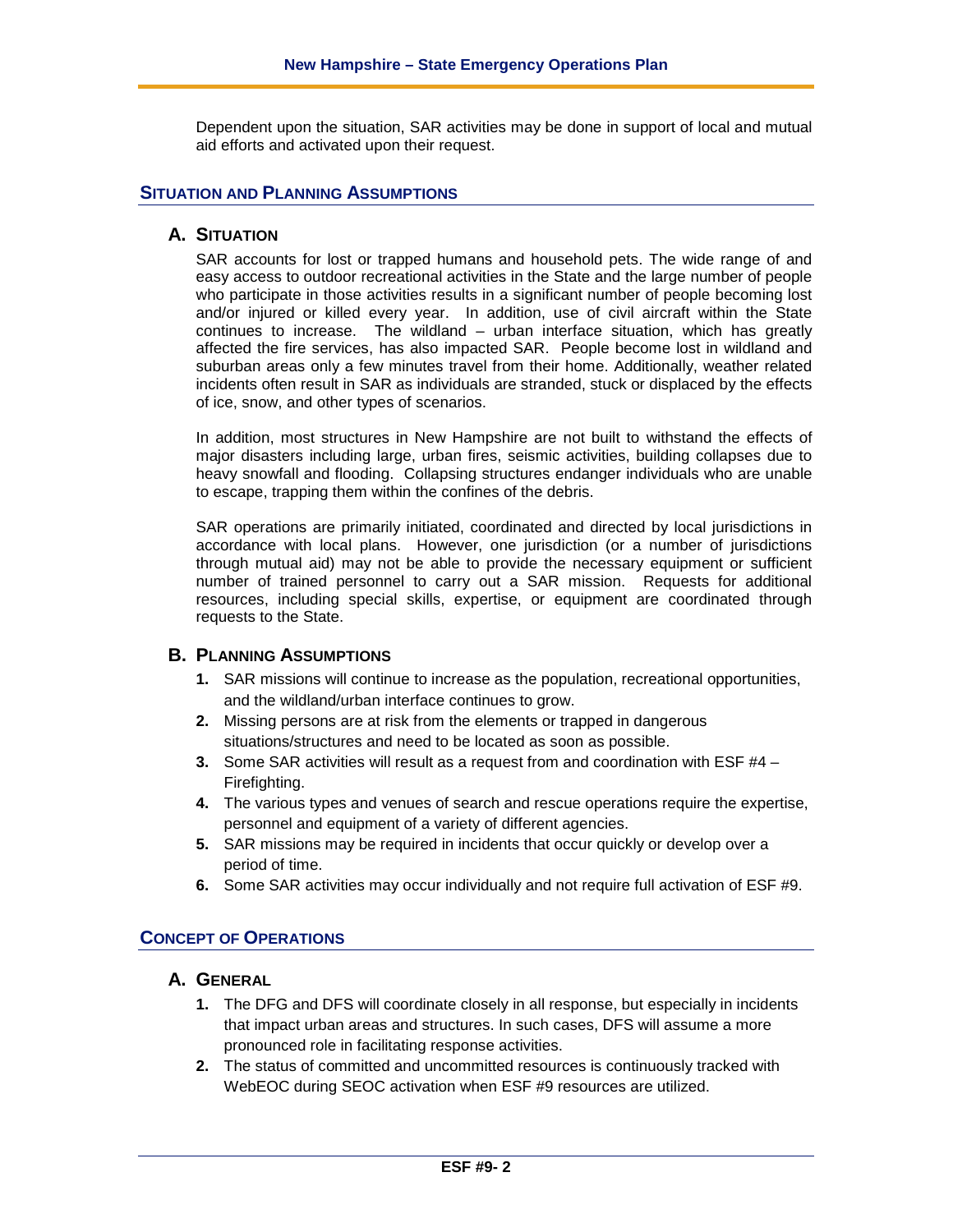Dependent upon the situation, SAR activities may be done in support of local and mutual aid efforts and activated upon their request.

## SITUATION AND PLANNING ASSUMPTIONS

### A. SITUATION

SAR accounts for lost or trapped humans and household pets. The wide range of and easy access to outdoor recreational activities in the State and the large number of people who participate in those activities results in a significant number of people becoming lost and/or injured or killed every year. In addition, use of civil aircraft within the State continues to increase. The wildland – urban interface situation, which has greatly affected the fire services, has also impacted SAR. People become lost in wildland and suburban areas only a few minutes travel from their home. Additionally, weather related incidents often result in SAR as individuals are stranded, stuck or displaced by the effects of ice, snow, and other types of scenarios.

In addition, most structures in New Hampshire are not built to withstand the effects of major disasters including large, urban fires, seismic activities, building collapses due to heavy snowfall and flooding. Collapsing structures endanger individuals who are unable to escape, trapping them within the confines of the debris.

SAR operations are primarily initiated, coordinated and directed by local jurisdictions in accordance with local plans. However, one jurisdiction (or a number of jurisdictions through mutual aid) may not be able to provide the necessary equipment or sufficient number of trained personnel to carry out a SAR mission. Requests for additional resources, including special skills, expertise, or equipment are coordinated through requests to the State.

### B. PLANNING ASSUMPTIONS

1. SAR missions will continue to increase as the population, recreational opportunities, and the wildland/urban interface continues to grow.
2. Missing persons are at risk from the elements or trapped in dangerous situations/structures and need to be located as soon as possible.
3. Some SAR activities will result as a request from and coordination with ESF #4 – Firefighting.
4. The various types and venues of search and rescue operations require the expertise, personnel and equipment of a variety of different agencies.
5. SAR missions may be required in incidents that occur quickly or develop over a period of time.
6. Some SAR activities may occur individually and not require full activation of ESF #9.

## CONCEPT OF OPERATIONS

### A. GENERAL

1. The DFG and DFS will coordinate closely in all response, but especially in incidents that impact urban areas and structures. In such cases, DFS will assume a more pronounced role in facilitating response activities.
2. The status of committed and uncommitted resources is continuously tracked with WebEOC during SEOC activation when ESF #9 resources are utilized.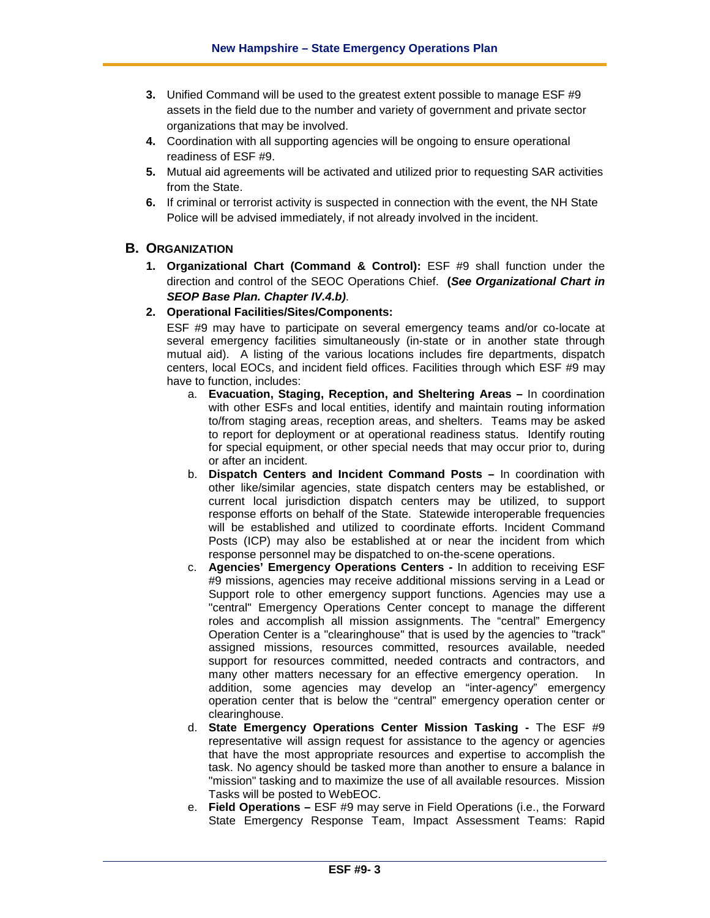3. Unified Command will be used to the greatest extent possible to manage ESF #9 assets in the field due to the number and variety of government and private sector organizations that may be involved.
4. Coordination with all supporting agencies will be ongoing to ensure operational readiness of ESF #9.
5. Mutual aid agreements will be activated and utilized prior to requesting SAR activities from the State.
6. If criminal or terrorist activity is suspected in connection with the event, the NH State Police will be advised immediately, if not already involved in the incident.

## B. ORGANIZATION

1. **Organizational Chart (Command & Control):** ESF #9 shall function under the direction and control of the SEOC Operations Chief. **(*See Organizational Chart in SEOP Base Plan. Chapter IV.4.b)*.**
2. **Operational Facilities/Sites/Components:**

   ESF #9 may have to participate on several emergency teams and/or co-locate at several emergency facilities simultaneously (in-state or in another state through mutual aid). A listing of the various locations includes fire departments, dispatch centers, local EOCs, and incident field offices. Facilities through which ESF #9 may have to function, includes:

   a. **Evacuation, Staging, Reception, and Sheltering Areas –** In coordination with other ESFs and local entities, identify and maintain routing information to/from staging areas, reception areas, and shelters. Teams may be asked to report for deployment or at operational readiness status. Identify routing for special equipment, or other special needs that may occur prior to, during or after an incident.

   b. **Dispatch Centers and Incident Command Posts –** In coordination with other like/similar agencies, state dispatch centers may be established, or current local jurisdiction dispatch centers may be utilized, to support response efforts on behalf of the State. Statewide interoperable frequencies will be established and utilized to coordinate efforts. Incident Command Posts (ICP) may also be established at or near the incident from which response personnel may be dispatched to on-the-scene operations.

   c. **Agencies' Emergency Operations Centers -** In addition to receiving ESF #9 missions, agencies may receive additional missions serving in a Lead or Support role to other emergency support functions. Agencies may use a "central" Emergency Operations Center concept to manage the different roles and accomplish all mission assignments. The "central" Emergency Operation Center is a "clearinghouse" that is used by the agencies to "track" assigned missions, resources committed, resources available, needed support for resources committed, needed contracts and contractors, and many other matters necessary for an effective emergency operation. In addition, some agencies may develop an "inter-agency" emergency operation center that is below the "central" emergency operation center or clearinghouse.

   d. **State Emergency Operations Center Mission Tasking -** The ESF #9 representative will assign request for assistance to the agency or agencies that have the most appropriate resources and expertise to accomplish the task. No agency should be tasked more than another to ensure a balance in "mission" tasking and to maximize the use of all available resources. Mission Tasks will be posted to WebEOC.

   e. **Field Operations –** ESF #9 may serve in Field Operations (i.e., the Forward State Emergency Response Team, Impact Assessment Teams: Rapid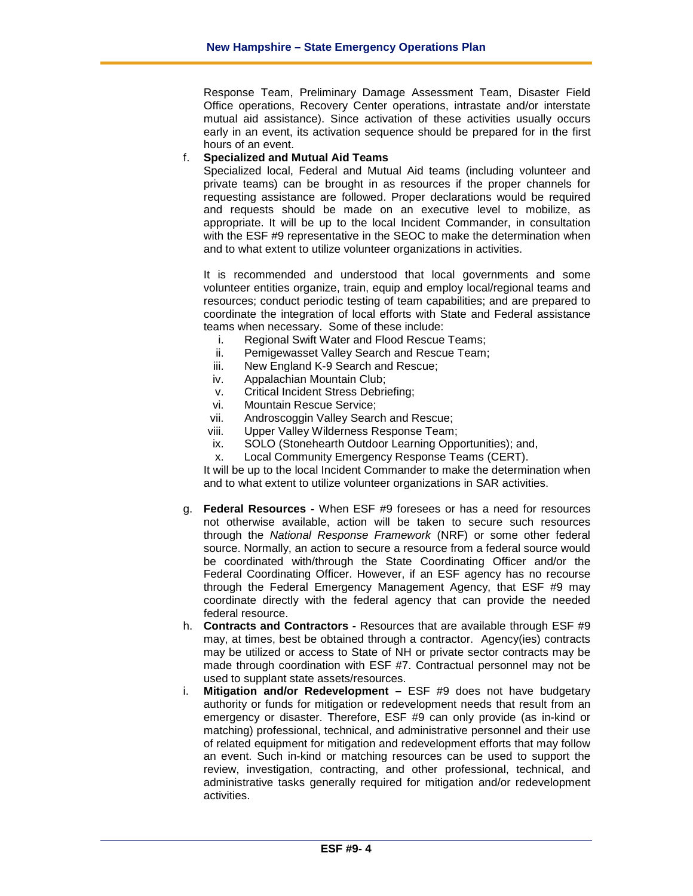Response Team, Preliminary Damage Assessment Team, Disaster Field Office operations, Recovery Center operations, intrastate and/or interstate mutual aid assistance). Since activation of these activities usually occurs early in an event, its activation sequence should be prepared for in the first hours of an event.

f. **Specialized and Mutual Aid Teams**

Specialized local, Federal and Mutual Aid teams (including volunteer and private teams) can be brought in as resources if the proper channels for requesting assistance are followed. Proper declarations would be required and requests should be made on an executive level to mobilize, as appropriate. It will be up to the local Incident Commander, in consultation with the ESF #9 representative in the SEOC to make the determination when and to what extent to utilize volunteer organizations in activities.

It is recommended and understood that local governments and some volunteer entities organize, train, equip and employ local/regional teams and resources; conduct periodic testing of team capabilities; and are prepared to coordinate the integration of local efforts with State and Federal assistance teams when necessary. Some of these include:

i. Regional Swift Water and Flood Rescue Teams;
ii. Pemigewasset Valley Search and Rescue Team;
iii. New England K-9 Search and Rescue;
iv. Appalachian Mountain Club;
v. Critical Incident Stress Debriefing;
vi. Mountain Rescue Service;
vii. Androscoggin Valley Search and Rescue;
viii. Upper Valley Wilderness Response Team;
ix. SOLO (Stonehearth Outdoor Learning Opportunities); and,
x. Local Community Emergency Response Teams (CERT).

It will be up to the local Incident Commander to make the determination when and to what extent to utilize volunteer organizations in SAR activities.

g. **Federal Resources -** When ESF #9 foresees or has a need for resources not otherwise available, action will be taken to secure such resources through the *National Response Framework* (NRF) or some other federal source. Normally, an action to secure a resource from a federal source would be coordinated with/through the State Coordinating Officer and/or the Federal Coordinating Officer. However, if an ESF agency has no recourse through the Federal Emergency Management Agency, that ESF #9 may coordinate directly with the federal agency that can provide the needed federal resource.

h. **Contracts and Contractors -** Resources that are available through ESF #9 may, at times, best be obtained through a contractor. Agency(ies) contracts may be utilized or access to State of NH or private sector contracts may be made through coordination with ESF #7. Contractual personnel may not be used to supplant state assets/resources.

i. **Mitigation and/or Redevelopment –** ESF #9 does not have budgetary authority or funds for mitigation or redevelopment needs that result from an emergency or disaster. Therefore, ESF #9 can only provide (as in-kind or matching) professional, technical, and administrative personnel and their use of related equipment for mitigation and redevelopment efforts that may follow an event. Such in-kind or matching resources can be used to support the review, investigation, contracting, and other professional, technical, and administrative tasks generally required for mitigation and/or redevelopment activities.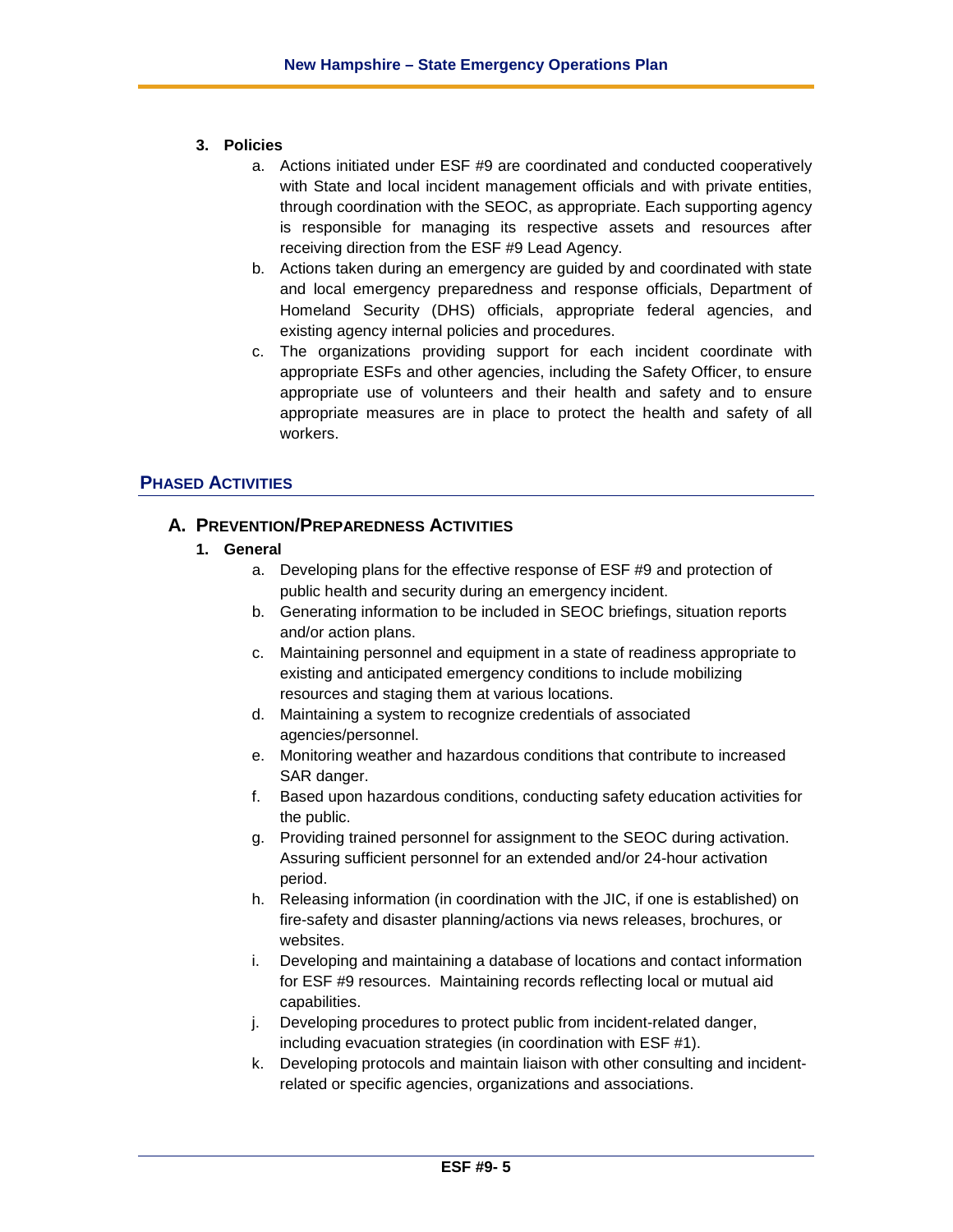### 3. Policies

a. Actions initiated under ESF #9 are coordinated and conducted cooperatively with State and local incident management officials and with private entities, through coordination with the SEOC, as appropriate. Each supporting agency is responsible for managing its respective assets and resources after receiving direction from the ESF #9 Lead Agency.

b. Actions taken during an emergency are guided by and coordinated with state and local emergency preparedness and response officials, Department of Homeland Security (DHS) officials, appropriate federal agencies, and existing agency internal policies and procedures.

c. The organizations providing support for each incident coordinate with appropriate ESFs and other agencies, including the Safety Officer, to ensure appropriate use of volunteers and their health and safety and to ensure appropriate measures are in place to protect the health and safety of all workers.

## PHASED ACTIVITIES

### A. PREVENTION/PREPAREDNESS ACTIVITIES

#### 1. General

a. Developing plans for the effective response of ESF #9 and protection of public health and security during an emergency incident.

b. Generating information to be included in SEOC briefings, situation reports and/or action plans.

c. Maintaining personnel and equipment in a state of readiness appropriate to existing and anticipated emergency conditions to include mobilizing resources and staging them at various locations.

d. Maintaining a system to recognize credentials of associated agencies/personnel.

e. Monitoring weather and hazardous conditions that contribute to increased SAR danger.

f. Based upon hazardous conditions, conducting safety education activities for the public.

g. Providing trained personnel for assignment to the SEOC during activation. Assuring sufficient personnel for an extended and/or 24-hour activation period.

h. Releasing information (in coordination with the JIC, if one is established) on fire-safety and disaster planning/actions via news releases, brochures, or websites.

i. Developing and maintaining a database of locations and contact information for ESF #9 resources. Maintaining records reflecting local or mutual aid capabilities.

j. Developing procedures to protect public from incident-related danger, including evacuation strategies (in coordination with ESF #1).

k. Developing protocols and maintain liaison with other consulting and incident-related or specific agencies, organizations and associations.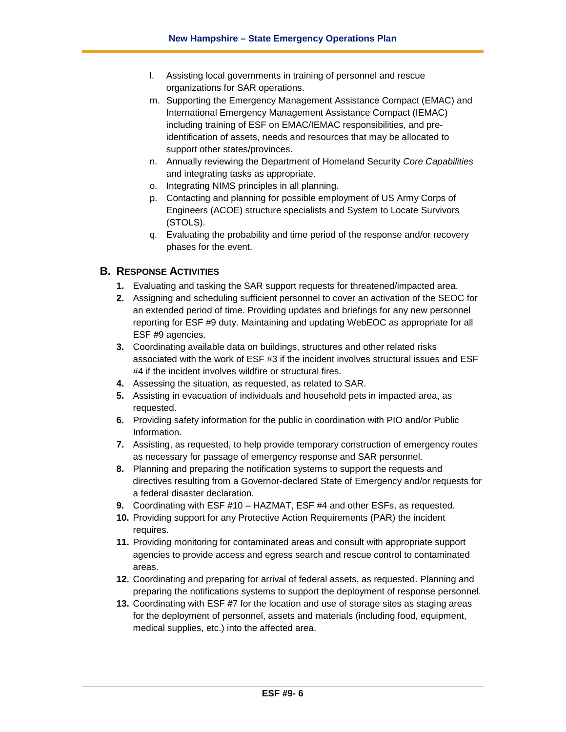l. Assisting local governments in training of personnel and rescue organizations for SAR operations.
m. Supporting the Emergency Management Assistance Compact (EMAC) and International Emergency Management Assistance Compact (IEMAC) including training of ESF on EMAC/IEMAC responsibilities, and pre-identification of assets, needs and resources that may be allocated to support other states/provinces.
n. Annually reviewing the Department of Homeland Security *Core Capabilities* and integrating tasks as appropriate.
o. Integrating NIMS principles in all planning.
p. Contacting and planning for possible employment of US Army Corps of Engineers (ACOE) structure specialists and System to Locate Survivors (STOLS).
q. Evaluating the probability and time period of the response and/or recovery phases for the event.

## B. Response Activities

1. Evaluating and tasking the SAR support requests for threatened/impacted area.
2. Assigning and scheduling sufficient personnel to cover an activation of the SEOC for an extended period of time. Providing updates and briefings for any new personnel reporting for ESF #9 duty. Maintaining and updating WebEOC as appropriate for all ESF #9 agencies.
3. Coordinating available data on buildings, structures and other related risks associated with the work of ESF #3 if the incident involves structural issues and ESF #4 if the incident involves wildfire or structural fires.
4. Assessing the situation, as requested, as related to SAR.
5. Assisting in evacuation of individuals and household pets in impacted area, as requested.
6. Providing safety information for the public in coordination with PIO and/or Public Information.
7. Assisting, as requested, to help provide temporary construction of emergency routes as necessary for passage of emergency response and SAR personnel.
8. Planning and preparing the notification systems to support the requests and directives resulting from a Governor-declared State of Emergency and/or requests for a federal disaster declaration.
9. Coordinating with ESF #10 – HAZMAT, ESF #4 and other ESFs, as requested.
10. Providing support for any Protective Action Requirements (PAR) the incident requires.
11. Providing monitoring for contaminated areas and consult with appropriate support agencies to provide access and egress search and rescue control to contaminated areas.
12. Coordinating and preparing for arrival of federal assets, as requested. Planning and preparing the notifications systems to support the deployment of response personnel.
13. Coordinating with ESF #7 for the location and use of storage sites as staging areas for the deployment of personnel, assets and materials (including food, equipment, medical supplies, etc.) into the affected area.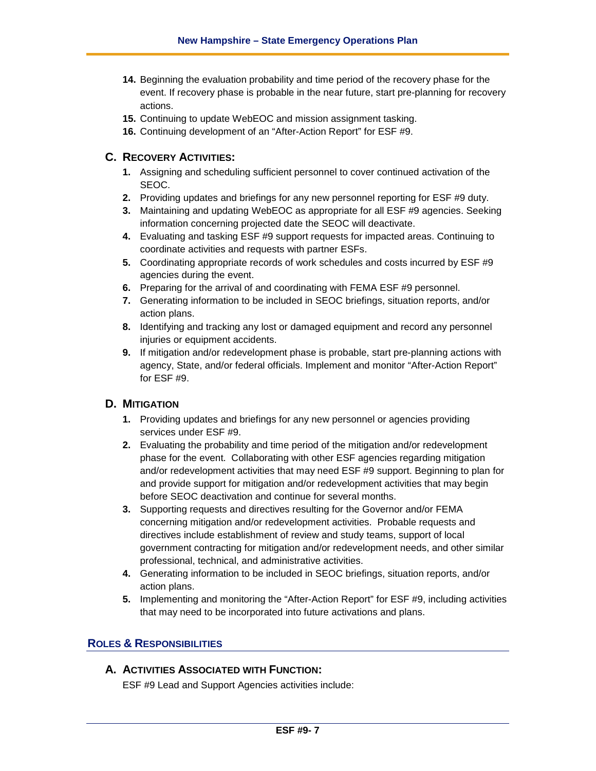14. Beginning the evaluation probability and time period of the recovery phase for the event. If recovery phase is probable in the near future, start pre-planning for recovery actions.
15. Continuing to update WebEOC and mission assignment tasking.
16. Continuing development of an "After-Action Report" for ESF #9.

### C. Recovery Activities:

1. Assigning and scheduling sufficient personnel to cover continued activation of the SEOC.
2. Providing updates and briefings for any new personnel reporting for ESF #9 duty.
3. Maintaining and updating WebEOC as appropriate for all ESF #9 agencies. Seeking information concerning projected date the SEOC will deactivate.
4. Evaluating and tasking ESF #9 support requests for impacted areas. Continuing to coordinate activities and requests with partner ESFs.
5. Coordinating appropriate records of work schedules and costs incurred by ESF #9 agencies during the event.
6. Preparing for the arrival of and coordinating with FEMA ESF #9 personnel.
7. Generating information to be included in SEOC briefings, situation reports, and/or action plans.
8. Identifying and tracking any lost or damaged equipment and record any personnel injuries or equipment accidents.
9. If mitigation and/or redevelopment phase is probable, start pre-planning actions with agency, State, and/or federal officials. Implement and monitor "After-Action Report" for ESF #9.

### D. Mitigation

1. Providing updates and briefings for any new personnel or agencies providing services under ESF #9.
2. Evaluating the probability and time period of the mitigation and/or redevelopment phase for the event. Collaborating with other ESF agencies regarding mitigation and/or redevelopment activities that may need ESF #9 support. Beginning to plan for and provide support for mitigation and/or redevelopment activities that may begin before SEOC deactivation and continue for several months.
3. Supporting requests and directives resulting for the Governor and/or FEMA concerning mitigation and/or redevelopment activities. Probable requests and directives include establishment of review and study teams, support of local government contracting for mitigation and/or redevelopment needs, and other similar professional, technical, and administrative activities.
4. Generating information to be included in SEOC briefings, situation reports, and/or action plans.
5. Implementing and monitoring the "After-Action Report" for ESF #9, including activities that may need to be incorporated into future activations and plans.

## Roles & Responsibilities

### A. Activities Associated with Function:

ESF #9 Lead and Support Agencies activities include: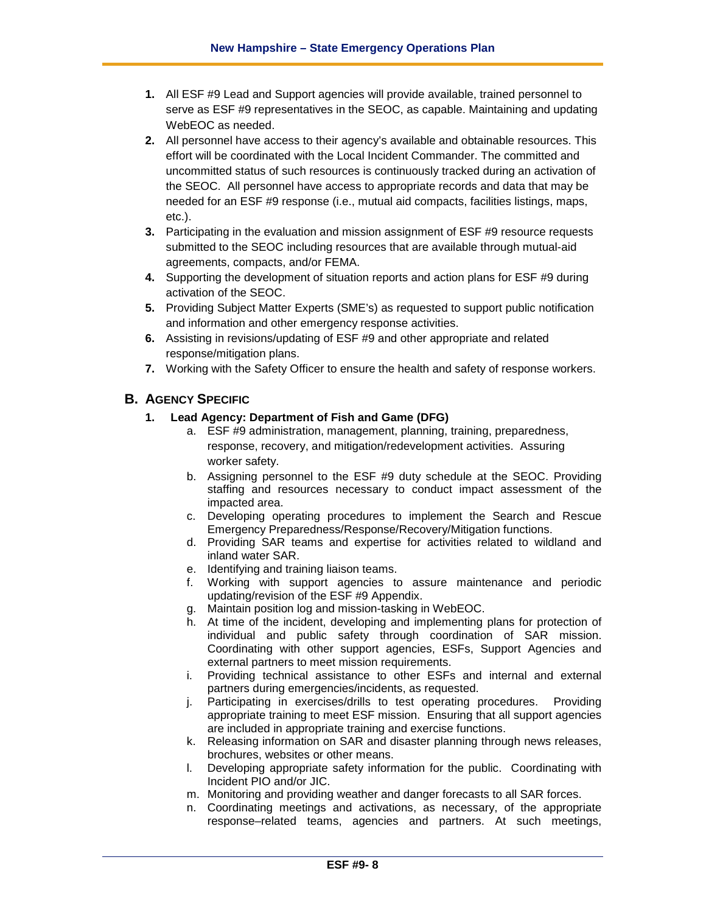1. All ESF #9 Lead and Support agencies will provide available, trained personnel to serve as ESF #9 representatives in the SEOC, as capable. Maintaining and updating WebEOC as needed.
2. All personnel have access to their agency's available and obtainable resources. This effort will be coordinated with the Local Incident Commander. The committed and uncommitted status of such resources is continuously tracked during an activation of the SEOC. All personnel have access to appropriate records and data that may be needed for an ESF #9 response (i.e., mutual aid compacts, facilities listings, maps, etc.).
3. Participating in the evaluation and mission assignment of ESF #9 resource requests submitted to the SEOC including resources that are available through mutual-aid agreements, compacts, and/or FEMA.
4. Supporting the development of situation reports and action plans for ESF #9 during activation of the SEOC.
5. Providing Subject Matter Experts (SME's) as requested to support public notification and information and other emergency response activities.
6. Assisting in revisions/updating of ESF #9 and other appropriate and related response/mitigation plans.
7. Working with the Safety Officer to ensure the health and safety of response workers.

## B. Agency Specific

### 1. Lead Agency: Department of Fish and Game (DFG)

a. ESF #9 administration, management, planning, training, preparedness, response, recovery, and mitigation/redevelopment activities. Assuring worker safety.

b. Assigning personnel to the ESF #9 duty schedule at the SEOC. Providing staffing and resources necessary to conduct impact assessment of the impacted area.

c. Developing operating procedures to implement the Search and Rescue Emergency Preparedness/Response/Recovery/Mitigation functions.

d. Providing SAR teams and expertise for activities related to wildland and inland water SAR.

e. Identifying and training liaison teams.

f. Working with support agencies to assure maintenance and periodic updating/revision of the ESF #9 Appendix.

g. Maintain position log and mission-tasking in WebEOC.

h. At time of the incident, developing and implementing plans for protection of individual and public safety through coordination of SAR mission. Coordinating with other support agencies, ESFs, Support Agencies and external partners to meet mission requirements.

i. Providing technical assistance to other ESFs and internal and external partners during emergencies/incidents, as requested.

j. Participating in exercises/drills to test operating procedures. Providing appropriate training to meet ESF mission. Ensuring that all support agencies are included in appropriate training and exercise functions.

k. Releasing information on SAR and disaster planning through news releases, brochures, websites or other means.

l. Developing appropriate safety information for the public. Coordinating with Incident PIO and/or JIC.

m. Monitoring and providing weather and danger forecasts to all SAR forces.

n. Coordinating meetings and activations, as necessary, of the appropriate response–related teams, agencies and partners. At such meetings,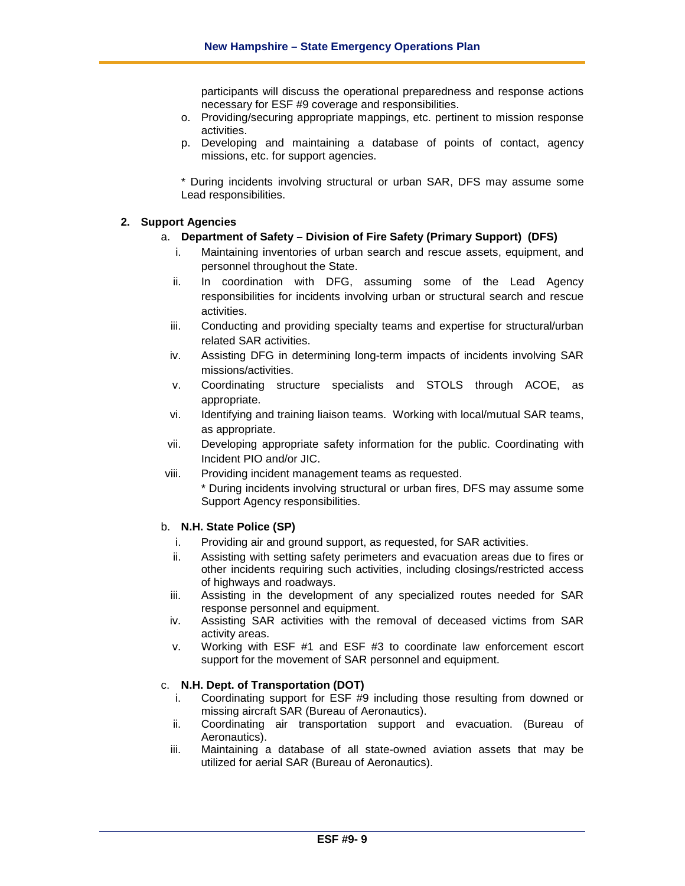participants will discuss the operational preparedness and response actions necessary for ESF #9 coverage and responsibilities.

o. Providing/securing appropriate mappings, etc. pertinent to mission response activities.

p. Developing and maintaining a database of points of contact, agency missions, etc. for support agencies.

\* During incidents involving structural or urban SAR, DFS may assume some Lead responsibilities.

**2. Support Agencies**

a. **Department of Safety – Division of Fire Safety (Primary Support) (DFS)**

i. Maintaining inventories of urban search and rescue assets, equipment, and personnel throughout the State.

ii. In coordination with DFG, assuming some of the Lead Agency responsibilities for incidents involving urban or structural search and rescue activities.

iii. Conducting and providing specialty teams and expertise for structural/urban related SAR activities.

iv. Assisting DFG in determining long-term impacts of incidents involving SAR missions/activities.

v. Coordinating structure specialists and STOLS through ACOE, as appropriate.

vi. Identifying and training liaison teams. Working with local/mutual SAR teams, as appropriate.

vii. Developing appropriate safety information for the public. Coordinating with Incident PIO and/or JIC.

viii. Providing incident management teams as requested.

\* During incidents involving structural or urban fires, DFS may assume some Support Agency responsibilities.

b. **N.H. State Police (SP)**

i. Providing air and ground support, as requested, for SAR activities.

ii. Assisting with setting safety perimeters and evacuation areas due to fires or other incidents requiring such activities, including closings/restricted access of highways and roadways.

iii. Assisting in the development of any specialized routes needed for SAR response personnel and equipment.

iv. Assisting SAR activities with the removal of deceased victims from SAR activity areas.

v. Working with ESF #1 and ESF #3 to coordinate law enforcement escort support for the movement of SAR personnel and equipment.

c. **N.H. Dept. of Transportation (DOT)**

i. Coordinating support for ESF #9 including those resulting from downed or missing aircraft SAR (Bureau of Aeronautics).

ii. Coordinating air transportation support and evacuation. (Bureau of Aeronautics).

iii. Maintaining a database of all state-owned aviation assets that may be utilized for aerial SAR (Bureau of Aeronautics).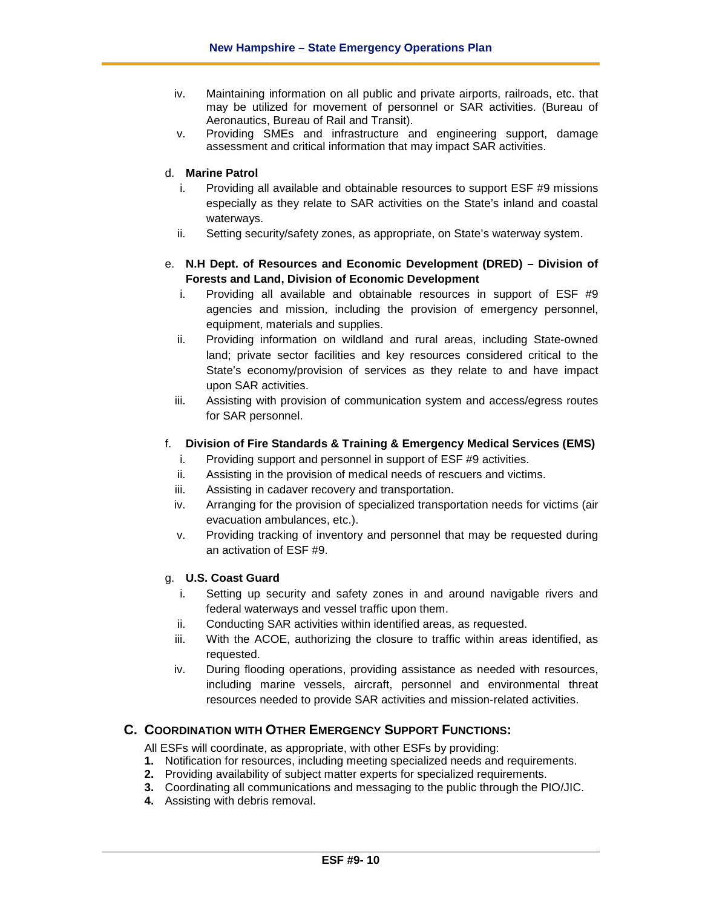iv. Maintaining information on all public and private airports, railroads, etc. that may be utilized for movement of personnel or SAR activities. (Bureau of Aeronautics, Bureau of Rail and Transit).

v. Providing SMEs and infrastructure and engineering support, damage assessment and critical information that may impact SAR activities.

d. **Marine Patrol**

i. Providing all available and obtainable resources to support ESF #9 missions especially as they relate to SAR activities on the State's inland and coastal waterways.

ii. Setting security/safety zones, as appropriate, on State's waterway system.

e. **N.H Dept. of Resources and Economic Development (DRED) – Division of Forests and Land, Division of Economic Development**

i. Providing all available and obtainable resources in support of ESF #9 agencies and mission, including the provision of emergency personnel, equipment, materials and supplies.

ii. Providing information on wildland and rural areas, including State-owned land; private sector facilities and key resources considered critical to the State's economy/provision of services as they relate to and have impact upon SAR activities.

iii. Assisting with provision of communication system and access/egress routes for SAR personnel.

f. **Division of Fire Standards & Training & Emergency Medical Services (EMS)**

i. Providing support and personnel in support of ESF #9 activities.

ii. Assisting in the provision of medical needs of rescuers and victims.

iii. Assisting in cadaver recovery and transportation.

iv. Arranging for the provision of specialized transportation needs for victims (air evacuation ambulances, etc.).

v. Providing tracking of inventory and personnel that may be requested during an activation of ESF #9.

g. **U.S. Coast Guard**

i. Setting up security and safety zones in and around navigable rivers and federal waterways and vessel traffic upon them.

ii. Conducting SAR activities within identified areas, as requested.

iii. With the ACOE, authorizing the closure to traffic within areas identified, as requested.

iv. During flooding operations, providing assistance as needed with resources, including marine vessels, aircraft, personnel and environmental threat resources needed to provide SAR activities and mission-related activities.

## C. Coordination with Other Emergency Support Functions:

All ESFs will coordinate, as appropriate, with other ESFs by providing:

1. Notification for resources, including meeting specialized needs and requirements.
2. Providing availability of subject matter experts for specialized requirements.
3. Coordinating all communications and messaging to the public through the PIO/JIC.
4. Assisting with debris removal.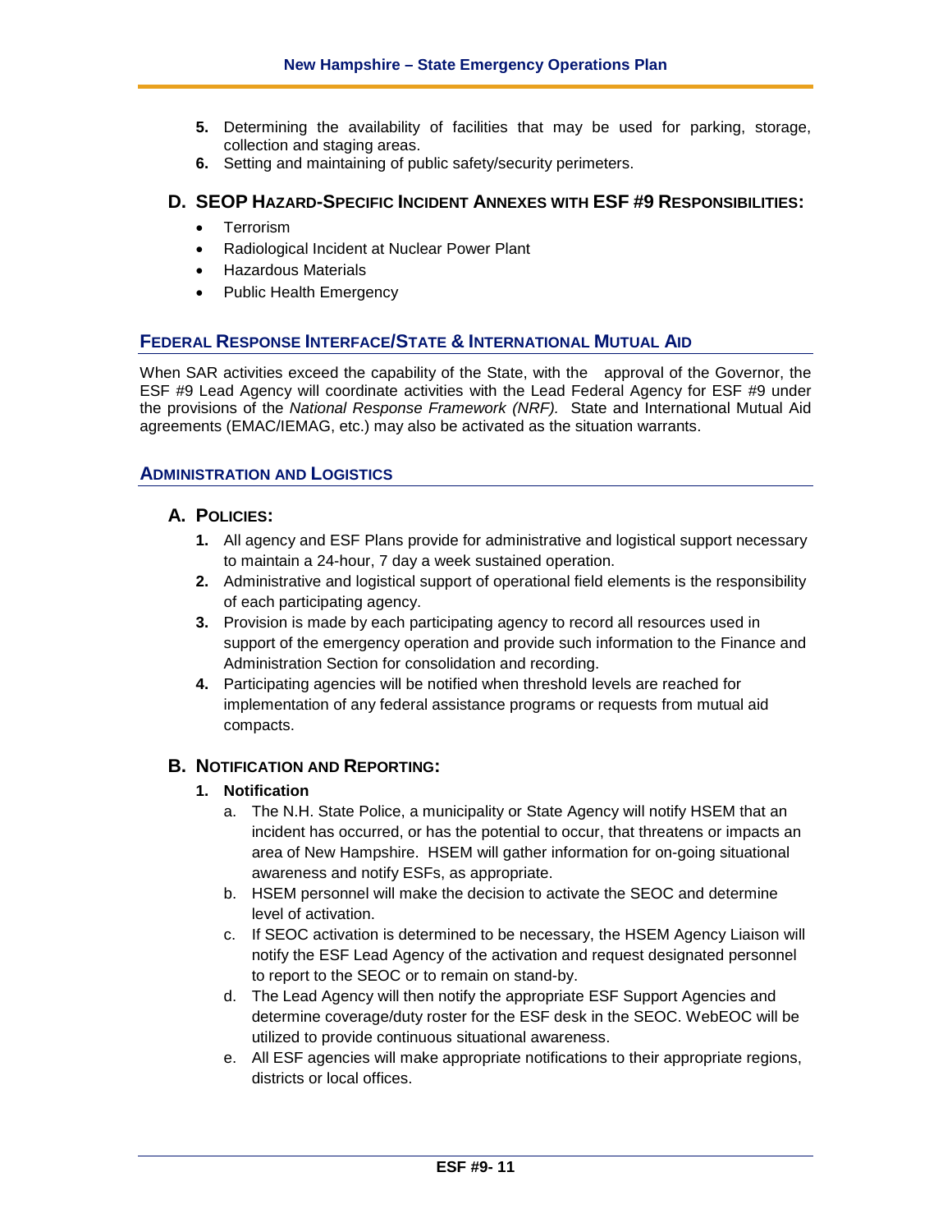5. Determining the availability of facilities that may be used for parking, storage, collection and staging areas.
6. Setting and maintaining of public safety/security perimeters.

### D. SEOP Hazard-Specific Incident Annexes with ESF #9 Responsibilities:

- Terrorism
- Radiological Incident at Nuclear Power Plant
- Hazardous Materials
- Public Health Emergency

## Federal Response Interface/State & International Mutual Aid

When SAR activities exceed the capability of the State, with the approval of the Governor, the ESF #9 Lead Agency will coordinate activities with the Lead Federal Agency for ESF #9 under the provisions of the *National Response Framework (NRF).* State and International Mutual Aid agreements (EMAC/IEMAG, etc.) may also be activated as the situation warrants.

## Administration and Logistics

### A. Policies:

1. All agency and ESF Plans provide for administrative and logistical support necessary to maintain a 24-hour, 7 day a week sustained operation.
2. Administrative and logistical support of operational field elements is the responsibility of each participating agency.
3. Provision is made by each participating agency to record all resources used in support of the emergency operation and provide such information to the Finance and Administration Section for consolidation and recording.
4. Participating agencies will be notified when threshold levels are reached for implementation of any federal assistance programs or requests from mutual aid compacts.

### B. Notification and Reporting:

1. **Notification**
   a. The N.H. State Police, a municipality or State Agency will notify HSEM that an incident has occurred, or has the potential to occur, that threatens or impacts an area of New Hampshire. HSEM will gather information for on-going situational awareness and notify ESFs, as appropriate.
   b. HSEM personnel will make the decision to activate the SEOC and determine level of activation.
   c. If SEOC activation is determined to be necessary, the HSEM Agency Liaison will notify the ESF Lead Agency of the activation and request designated personnel to report to the SEOC or to remain on stand-by.
   d. The Lead Agency will then notify the appropriate ESF Support Agencies and determine coverage/duty roster for the ESF desk in the SEOC. WebEOC will be utilized to provide continuous situational awareness.
   e. All ESF agencies will make appropriate notifications to their appropriate regions, districts or local offices.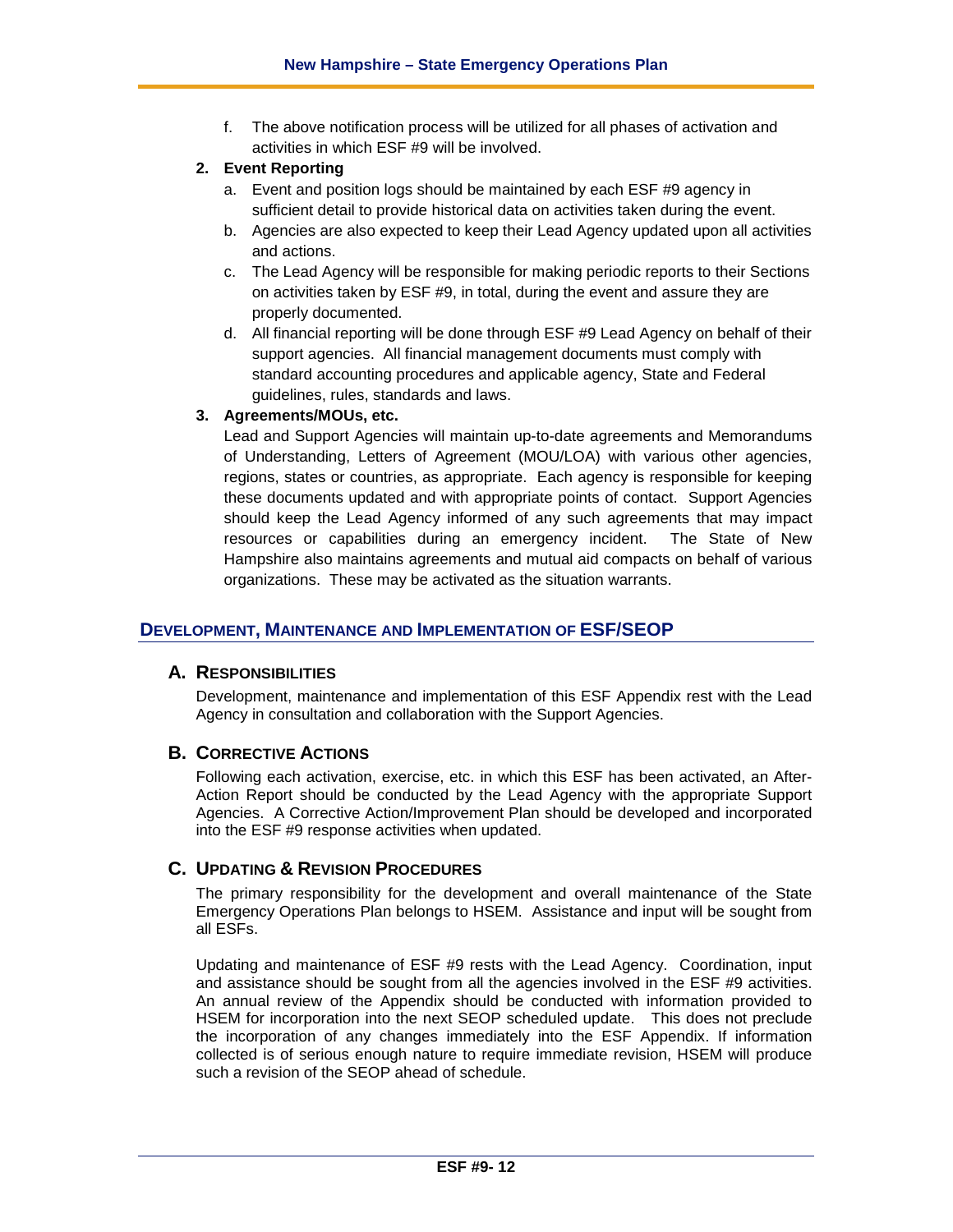f. The above notification process will be utilized for all phases of activation and activities in which ESF #9 will be involved.

**2. Event Reporting**

a. Event and position logs should be maintained by each ESF #9 agency in sufficient detail to provide historical data on activities taken during the event.

b. Agencies are also expected to keep their Lead Agency updated upon all activities and actions.

c. The Lead Agency will be responsible for making periodic reports to their Sections on activities taken by ESF #9, in total, during the event and assure they are properly documented.

d. All financial reporting will be done through ESF #9 Lead Agency on behalf of their support agencies. All financial management documents must comply with standard accounting procedures and applicable agency, State and Federal guidelines, rules, standards and laws.

**3. Agreements/MOUs, etc.**

Lead and Support Agencies will maintain up-to-date agreements and Memorandums of Understanding, Letters of Agreement (MOU/LOA) with various other agencies, regions, states or countries, as appropriate. Each agency is responsible for keeping these documents updated and with appropriate points of contact. Support Agencies should keep the Lead Agency informed of any such agreements that may impact resources or capabilities during an emergency incident. The State of New Hampshire also maintains agreements and mutual aid compacts on behalf of various organizations. These may be activated as the situation warrants.

## DEVELOPMENT, MAINTENANCE AND IMPLEMENTATION OF ESF/SEOP

### A. RESPONSIBILITIES

Development, maintenance and implementation of this ESF Appendix rest with the Lead Agency in consultation and collaboration with the Support Agencies.

### B. CORRECTIVE ACTIONS

Following each activation, exercise, etc. in which this ESF has been activated, an After-Action Report should be conducted by the Lead Agency with the appropriate Support Agencies. A Corrective Action/Improvement Plan should be developed and incorporated into the ESF #9 response activities when updated.

### C. UPDATING & REVISION PROCEDURES

The primary responsibility for the development and overall maintenance of the State Emergency Operations Plan belongs to HSEM. Assistance and input will be sought from all ESFs.

Updating and maintenance of ESF #9 rests with the Lead Agency. Coordination, input and assistance should be sought from all the agencies involved in the ESF #9 activities. An annual review of the Appendix should be conducted with information provided to HSEM for incorporation into the next SEOP scheduled update. This does not preclude the incorporation of any changes immediately into the ESF Appendix. If information collected is of serious enough nature to require immediate revision, HSEM will produce such a revision of the SEOP ahead of schedule.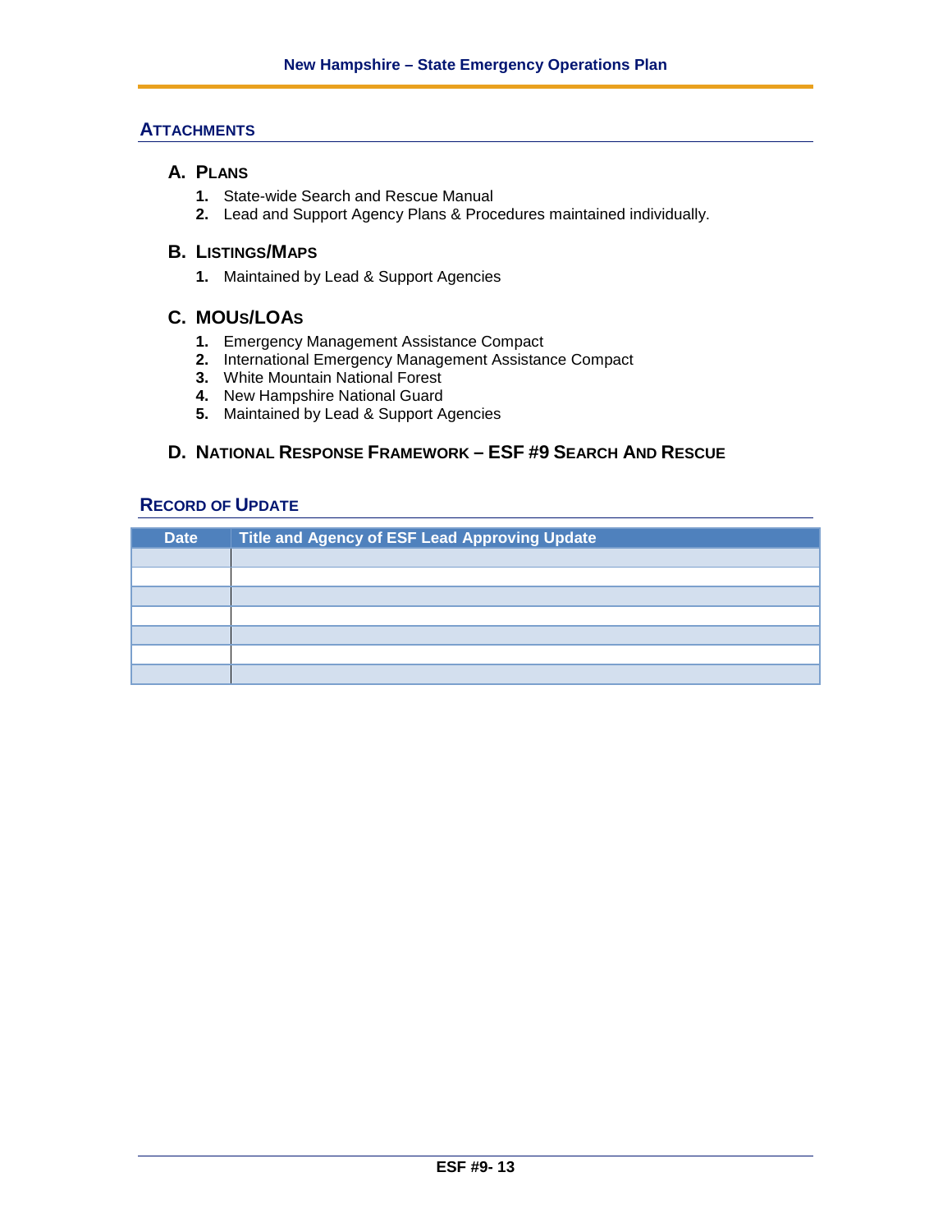## ATTACHMENTS

### A. PLANS

1. State-wide Search and Rescue Manual
2. Lead and Support Agency Plans & Procedures maintained individually.

### B. LISTINGS/MAPS

1. Maintained by Lead & Support Agencies

### C. MOUS/LOAS

1. Emergency Management Assistance Compact
2. International Emergency Management Assistance Compact
3. White Mountain National Forest
4. New Hampshire National Guard
5. Maintained by Lead & Support Agencies

### D. NATIONAL RESPONSE FRAMEWORK – ESF #9 SEARCH AND RESCUE

## RECORD OF UPDATE

| Date | Title and Agency of ESF Lead Approving Update |
|---|---|
| | |
| | |
| | |
| | |
| | |
| | |
| | |